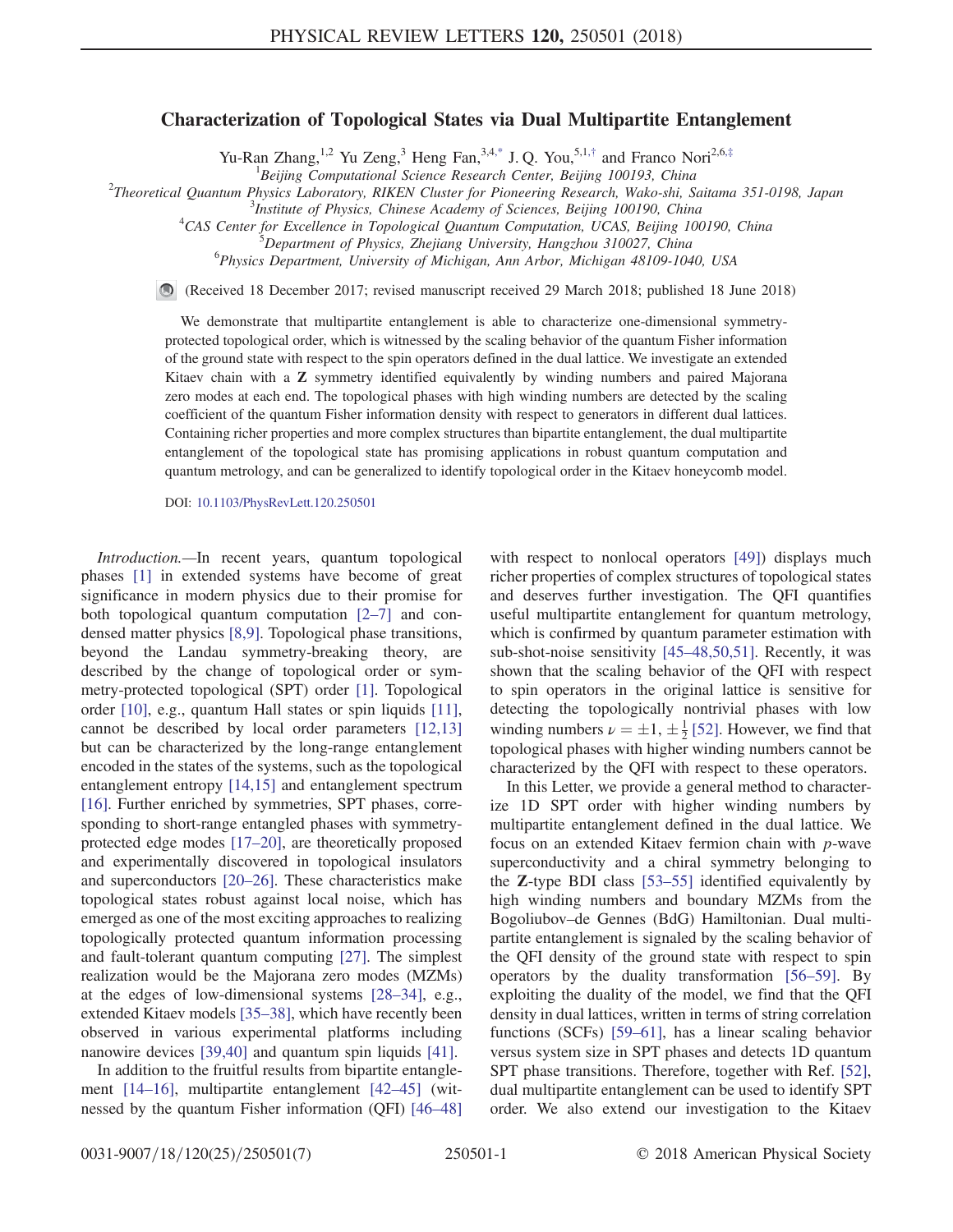# Characterization of Topological States via Dual Multipartite Entanglement

Yu-Ran Zhang,[1,2] Yu Zeng,[3] Heng Fan,[3,4,*] J. Q. You,[5,1,†] and Franco Nori[2,6,‡]

[1]Beijing Computational Science Research Center, Beijing 100193, China
[2]Theoretical Quantum Physics Laboratory, RIKEN Cluster for Pioneering Research, Wako-shi, Saitama 351-0198, Japan
[3]Institute of Physics, Chinese Academy of Sciences, Beijing 100190, China
[4]CAS Center for Excellence in Topological Quantum Computation, UCAS, Beijing 100190, China
[5]Department of Physics, Zhejiang University, Hangzhou 310027, China
[6]Physics Department, University of Michigan, Ann Arbor, Michigan 48109-1040, USA

(Received 18 December 2017; revised manuscript received 29 March 2018; published 18 June 2018)

We demonstrate that multipartite entanglement is able to characterize one-dimensional symmetry-protected topological order, which is witnessed by the scaling behavior of the quantum Fisher information of the ground state with respect to the spin operators defined in the dual lattice. We investigate an extended Kitaev chain with a **Z** symmetry identified equivalently by winding numbers and paired Majorana zero modes at each end. The topological phases with high winding numbers are detected by the scaling coefficient of the quantum Fisher information density with respect to generators in different dual lattices. Containing richer properties and more complex structures than bipartite entanglement, the dual multipartite entanglement of the topological state has promising applications in robust quantum computation and quantum metrology, and can be generalized to identify topological order in the Kitaev honeycomb model.

DOI: 10.1103/PhysRevLett.120.250501

*Introduction.*—In recent years, quantum topological phases [1] in extended systems have become of great significance in modern physics due to their promise for both topological quantum computation [2–7] and condensed matter physics [8,9]. Topological phase transitions, beyond the Landau symmetry-breaking theory, are described by the change of topological order or symmetry-protected topological (SPT) order [1]. Topological order [10], e.g., quantum Hall states or spin liquids [11], cannot be described by local order parameters [12,13] but can be characterized by the long-range entanglement encoded in the states of the systems, such as the topological entanglement entropy [14,15] and entanglement spectrum [16]. Further enriched by symmetries, SPT phases, corresponding to short-range entangled phases with symmetry-protected edge modes [17–20], are theoretically proposed and experimentally discovered in topological insulators and superconductors [20–26]. These characteristics make topological states robust against local noise, which has emerged as one of the most exciting approaches to realizing topologically protected quantum information processing and fault-tolerant quantum computing [27]. The simplest realization would be the Majorana zero modes (MZMs) at the edges of low-dimensional systems [28–34], e.g., extended Kitaev models [35–38], which have recently been observed in various experimental platforms including nanowire devices [39,40] and quantum spin liquids [41].

In addition to the fruitful results from bipartite entanglement [14–16], multipartite entanglement [42–45] (witnessed by the quantum Fisher information (QFI) [46–48] with respect to nonlocal operators [49]) displays much richer properties of complex structures of topological states and deserves further investigation. The QFI quantifies useful multipartite entanglement for quantum metrology, which is confirmed by quantum parameter estimation with sub-shot-noise sensitivity [45–48,50,51]. Recently, it was shown that the scaling behavior of the QFI with respect to spin operators in the original lattice is sensitive for detecting the topologically nontrivial phases with low winding numbers $\nu = \pm 1, \pm\frac{1}{2}$ [52]. However, we find that topological phases with higher winding numbers cannot be characterized by the QFI with respect to these operators.

In this Letter, we provide a general method to characterize 1D SPT order with higher winding numbers by multipartite entanglement defined in the dual lattice. We focus on an extended Kitaev fermion chain with $p$-wave superconductivity and a chiral symmetry belonging to the **Z**-type BDI class [53–55] identified equivalently by high winding numbers and boundary MZMs from the Bogoliubov–de Gennes (BdG) Hamiltonian. Dual multipartite entanglement is signaled by the scaling behavior of the QFI density of the ground state with respect to spin operators by the duality transformation [56–59]. By exploiting the duality of the model, we find that the QFI density in dual lattices, written in terms of string correlation functions (SCFs) [59–61], has a linear scaling behavior versus system size in SPT phases and detects 1D quantum SPT phase transitions. Therefore, together with Ref. [52], dual multipartite entanglement can be used to identify SPT order. We also extend our investigation to the Kitaev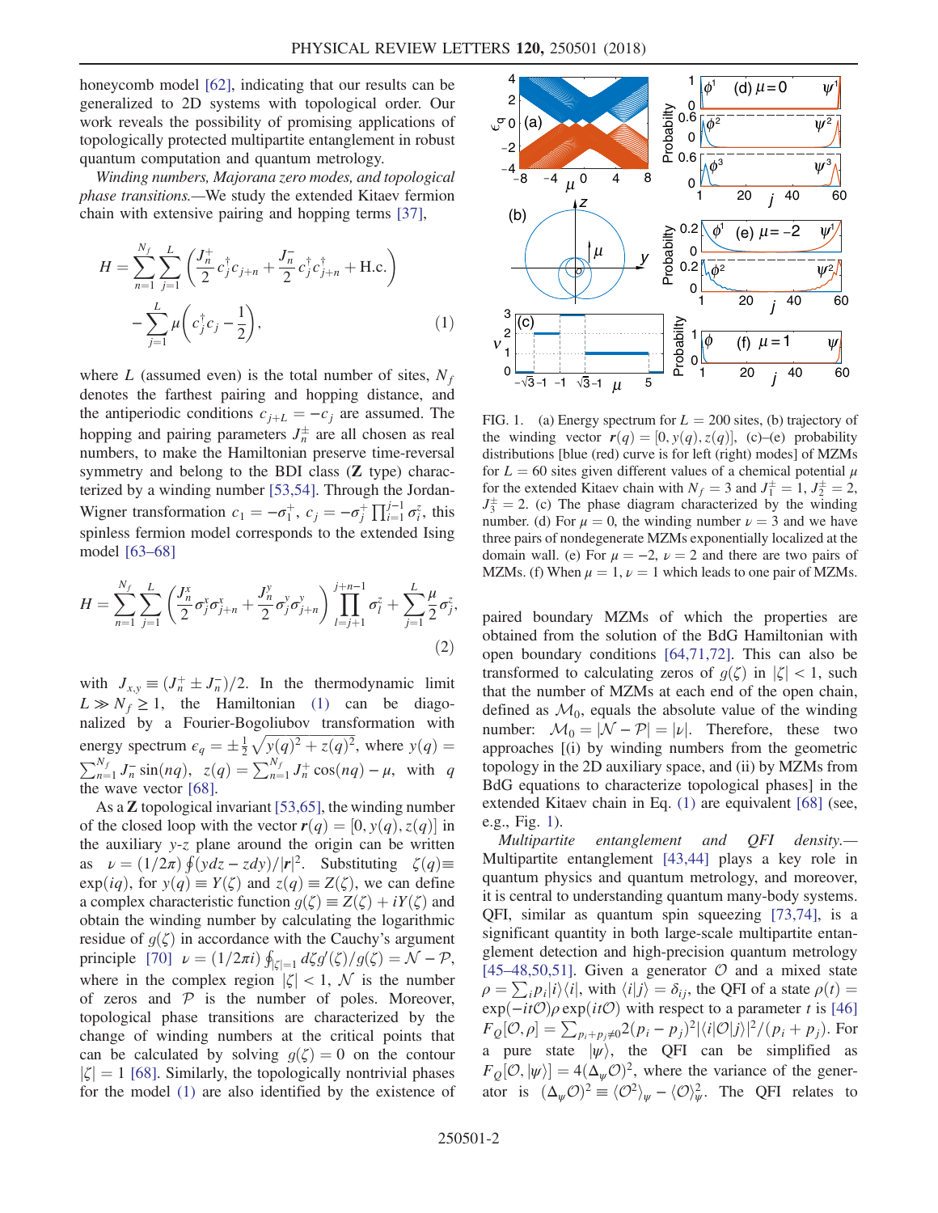honeycomb model [62], indicating that our results can be generalized to 2D systems with topological order. Our work reveals the possibility of promising applications of topologically protected multipartite entanglement in robust quantum computation and quantum metrology.

*Winding numbers, Majorana zero modes, and topological phase transitions.*—We study the extended Kitaev fermion chain with extensive pairing and hopping terms [37],

$$H = \sum_{n=1}^{N_f}\sum_{j=1}^{L}\left(\frac{J_n^+}{2}c_j^\dagger c_{j+n} + \frac{J_n^-}{2}c_j^\dagger c_{j+n}^\dagger + \text{H.c.}\right) - \sum_{j=1}^{L}\mu\left(c_j^\dagger c_j - \frac{1}{2}\right), \tag{1}$$

where $L$ (assumed even) is the total number of sites, $N_f$ denotes the farthest pairing and hopping distance, and the antiperiodic conditions $c_{j+L} = -c_j$ are assumed. The hopping and pairing parameters $J_n^\pm$ are all chosen as real numbers, to make the Hamiltonian preserve time-reversal symmetry and belong to the BDI class (**Z** type) characterized by a winding number [53,54]. Through the Jordan-Wigner transformation $c_1 = -\sigma_1^+$, $c_j = -\sigma_j^+\prod_{i=1}^{j-1}\sigma_i^z$, this spinless fermion model corresponds to the extended Ising model [63–68]

$$H = \sum_{n=1}^{N_f}\sum_{j=1}^{L}\left(\frac{J_n^x}{2}\sigma_j^x\sigma_{j+n}^x + \frac{J_n^y}{2}\sigma_j^y\sigma_{j+n}^y\right)\prod_{l=j+1}^{j+n-1}\sigma_l^z + \sum_{j=1}^{L}\frac{\mu}{2}\sigma_j^z, \tag{2}$$

with $J_{x,y} \equiv (J_n^+ \pm J_n^-)/2$. In the thermodynamic limit $L \gg N_f \geq 1$, the Hamiltonian (1) can be diagonalized by a Fourier-Bogoliubov transformation with energy spectrum $\epsilon_q = \pm\frac{1}{2}\sqrt{y(q)^2 + z(q)^2}$, where $y(q) = \sum_{n=1}^{N_f}J_n^-\sin(nq)$, $z(q) = \sum_{n=1}^{N_f}J_n^+\cos(nq) - \mu$, with $q$ the wave vector [68].

As a **Z** topological invariant [53,65], the winding number of the closed loop with the vector $\boldsymbol{r}(q) = [0, y(q), z(q)]$ in the auxiliary $y$-$z$ plane around the origin can be written as $\nu = (1/2\pi)\oint(ydz - zdy)/|\boldsymbol{r}|^2$. Substituting $\zeta(q) \equiv \exp(iq)$, for $y(q) \equiv Y(\zeta)$ and $z(q) \equiv Z(\zeta)$, we can define a complex characteristic function $g(\zeta) \equiv Z(\zeta) + iY(\zeta)$ and obtain the winding number by calculating the logarithmic residue of $g(\zeta)$ in accordance with the Cauchy's argument principle [70] $\nu = (1/2\pi i)\oint_{|\zeta|=1}d\zeta g'(\zeta)/g(\zeta) = \mathcal{N} - \mathcal{P}$, where in the complex region $|\zeta| < 1$, $\mathcal{N}$ is the number of zeros and $\mathcal{P}$ is the number of poles. Moreover, topological phase transitions are characterized by the change of winding numbers at the critical points that can be calculated by solving $g(\zeta) = 0$ on the contour $|\zeta| = 1$ [68]. Similarly, the topologically nontrivial phases for the model (1) are also identified by the existence of paired boundary MZMs of which the properties are obtained from the solution of the BdG Hamiltonian with open boundary conditions [64,71,72]. This can also be transformed to calculating zeros of $g(\zeta)$ in $|\zeta| < 1$, such that the number of MZMs at each end of the open chain, defined as $\mathcal{M}_0$, equals the absolute value of the winding number: $\mathcal{M}_0 = |\mathcal{N} - \mathcal{P}| = |\nu|$. Therefore, these two approaches [(i) by winding numbers from the geometric topology in the 2D auxiliary space, and (ii) by MZMs from BdG equations to characterize topological phases] in the extended Kitaev chain in Eq. (1) are equivalent [68] (see, e.g., Fig. 1).

FIG. 1. (a) Energy spectrum for $L = 200$ sites, (b) trajectory of the winding vector $\boldsymbol{r}(q) = [0, y(q), z(q)]$, (c)–(e) probability distributions [blue (red) curve is for left (right) modes] of MZMs for $L = 60$ sites given different values of a chemical potential $\mu$ for the extended Kitaev chain with $N_f = 3$ and $J_1^\pm = 1$, $J_2^\pm = 2$, $J_3^\pm = 2$. (c) The phase diagram characterized by the winding number. (d) For $\mu = 0$, the winding number $\nu = 3$ and we have three pairs of nondegenerate MZMs exponentially localized at the domain wall. (e) For $\mu = -2$, $\nu = 2$ and there are two pairs of MZMs. (f) When $\mu = 1$, $\nu = 1$ which leads to one pair of MZMs.

*Multipartite entanglement and QFI density.*—Multipartite entanglement [43,44] plays a key role in quantum physics and quantum metrology, and moreover, it is central to understanding quantum many-body systems. QFI, similar as quantum spin squeezing [73,74], is a significant quantity in both large-scale multipartite entanglement detection and high-precision quantum metrology [45–48,50,51]. Given a generator $\mathcal{O}$ and a mixed state $\rho = \sum_i p_i|i\rangle\langle i|$, with $\langle i|j\rangle = \delta_{ij}$, the QFI of a state $\rho(t) = \exp(-it\mathcal{O})\rho\exp(it\mathcal{O})$ with respect to a parameter $t$ is [46] $F_Q[\mathcal{O},\rho] = \sum_{p_i+p_j\neq 0}2(p_i - p_j)^2|\langle i|\mathcal{O}|j\rangle|^2/(p_i + p_j)$. For a pure state $|\psi\rangle$, the QFI can be simplified as $F_Q[\mathcal{O},|\psi\rangle] = 4(\Delta_\psi\mathcal{O})^2$, where the variance of the generator is $(\Delta_\psi\mathcal{O})^2 \equiv \langle\mathcal{O}^2\rangle_\psi - \langle\mathcal{O}\rangle_\psi^2$. The QFI relates to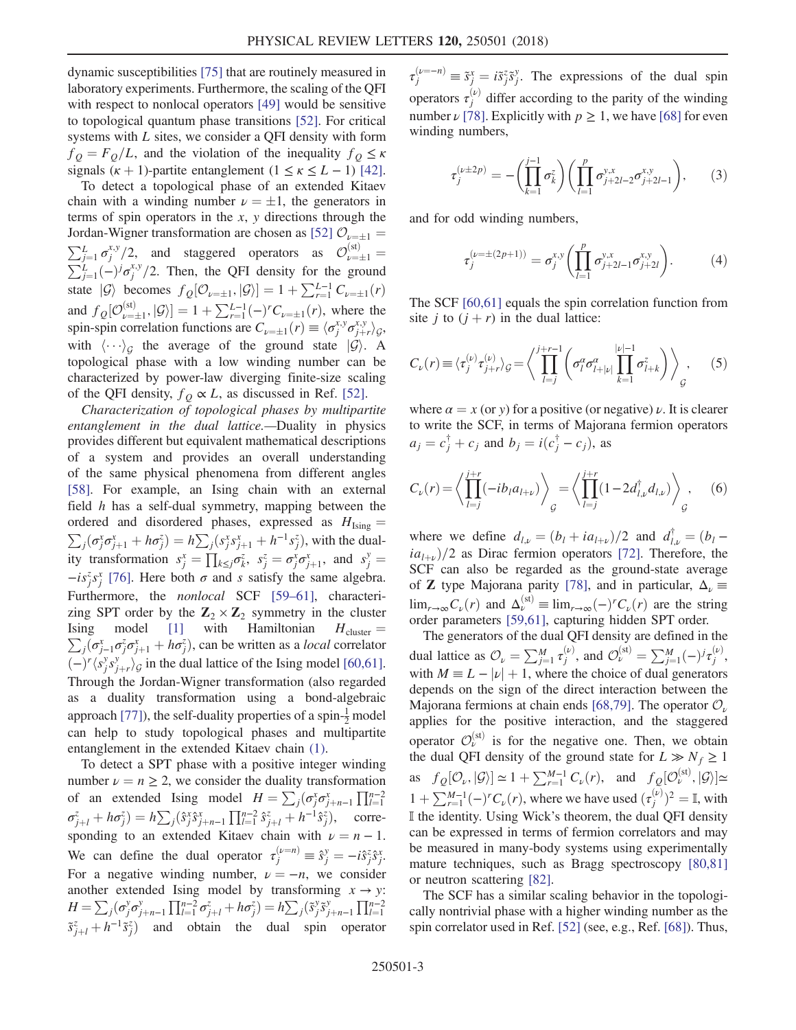dynamic susceptibilities [75] that are routinely measured in laboratory experiments. Furthermore, the scaling of the QFI with respect to nonlocal operators [49] would be sensitive to topological quantum phase transitions [52]. For critical systems with $L$ sites, we consider a QFI density with form $f_Q = F_Q/L$, and the violation of the inequality $f_Q \leq \kappa$ signals $(\kappa+1)$-partite entanglement $(1 \leq \kappa \leq L-1)$ [42].

To detect a topological phase of an extended Kitaev chain with a winding number $\nu = \pm 1$, the generators in terms of spin operators in the $x$, $y$ directions through the Jordan-Wigner transformation are chosen as [52] $\mathcal{O}_{\nu=\pm 1} = \sum_{j=1}^{L} \sigma_j^{x,y}/2$, and staggered operators as $\mathcal{O}_{\nu=\pm 1}^{(\mathrm{st})} = \sum_{j=1}^{L} (-)^j \sigma_j^{x,y}/2$. Then, the QFI density for the ground state $|\mathcal{G}\rangle$ becomes $f_Q[\mathcal{O}_{\nu=\pm 1}, |\mathcal{G}\rangle] = 1 + \sum_{r=1}^{L-1} C_{\nu=\pm 1}(r)$ and $f_Q[\mathcal{O}_{\nu=\pm 1}^{(\mathrm{st})}, |\mathcal{G}\rangle] = 1 + \sum_{r=1}^{L-1} (-)^r C_{\nu=\pm 1}(r)$, where the spin-spin correlation functions are $C_{\nu=\pm 1}(r) \equiv \langle \sigma_j^{x,y} \sigma_{j+r}^{x,y} \rangle_{\mathcal{G}}$, with $\langle \cdots \rangle_{\mathcal{G}}$ the average of the ground state $|\mathcal{G}\rangle$. A topological phase with a low winding number can be characterized by power-law diverging finite-size scaling of the QFI density, $f_Q \propto L$, as discussed in Ref. [52].

*Characterization of topological phases by multipartite entanglement in the dual lattice.*—Duality in physics provides different but equivalent mathematical descriptions of a system and provides an overall understanding of the same physical phenomena from different angles [58]. For example, an Ising chain with an external field $h$ has a self-dual symmetry, mapping between the ordered and disordered phases, expressed as $H_{\mathrm{Ising}} = \sum_j (\sigma_j^x \sigma_{j+1}^x + h\sigma_j^z) = h \sum_j (s_j^x s_{j+1}^x + h^{-1} s_j^z)$, with the duality transformation $s_j^x = \prod_{k \leq j} \sigma_k^z$, $s_j^z = \sigma_j^x \sigma_{j+1}^x$, and $s_j^y = -i s_j^z s_j^x$ [76]. Here both $\sigma$ and $s$ satisfy the same algebra. Furthermore, the *nonlocal* SCF [59–61], characterizing SPT order by the $\mathbf{Z}_2 \times \mathbf{Z}_2$ symmetry in the cluster Ising model [1] with Hamiltonian $H_{\mathrm{cluster}} = \sum_j (\sigma_{j-1}^x \sigma_j^z \sigma_{j+1}^x + h\sigma_j^z)$, can be written as a *local* correlator $(-)^r \langle s_j^y s_{j+r}^y \rangle_{\mathcal{G}}$ in the dual lattice of the Ising model [60,61]. Through the Jordan-Wigner transformation (also regarded as a duality transformation using a bond-algebraic approach [77]), the self-duality properties of a spin-$\frac{1}{2}$ model can help to study topological phases and multipartite entanglement in the extended Kitaev chain (1).

To detect a SPT phase with a positive integer winding number $\nu = n \geq 2$, we consider the duality transformation of an extended Ising model $H = \sum_j (\sigma_j^x \sigma_{j+n-1}^x \prod_{l=1}^{n-2} \sigma_{j+l}^z + h\sigma_j^z) = h \sum_j (\hat{s}_j^x \hat{s}_{j+n-1}^x \prod_{l=1}^{n-2} \hat{s}_{j+l}^z + h^{-1} \hat{s}_j^z)$, corresponding to an extended Kitaev chain with $\nu = n-1$. We can define the dual operator $\tau_j^{(\nu=n)} \equiv \hat{s}_j^y = -i \hat{s}_j^z \hat{s}_j^x$. For a negative winding number, $\nu = -n$, we consider another extended Ising model by transforming $x \to y$: $H = \sum_j (\sigma_j^y \sigma_{j+n-1}^y \prod_{l=1}^{n-2} \sigma_{j+l}^z + h\sigma_j^z) = h \sum_j (\tilde{s}_j^y \tilde{s}_{j+n-1}^y \prod_{l=1}^{n-2} \tilde{s}_{j+l}^z + h^{-1} \tilde{s}_j^z)$ and obtain the dual spin operator $\tau_j^{(\nu=-n)} \equiv \tilde{s}_j^x = i \tilde{s}_j^z \tilde{s}_j^y$. The expressions of the dual spin operators $\tau_j^{(\nu)}$ differ according to the parity of the winding number $\nu$ [78]. Explicitly with $p \geq 1$, we have [68] for even winding numbers,

$$\tau_j^{(\nu=\pm 2p)} = -\left(\prod_{k=1}^{j-1} \sigma_k^z\right)\left(\prod_{l=1}^{p} \sigma_{j+2l-2}^{y,x} \sigma_{j+2l-1}^{x,y}\right), \tag{3}$$

and for odd winding numbers,

$$\tau_j^{(\nu=\pm(2p+1))} = \sigma_j^{x,y}\left(\prod_{l=1}^{p} \sigma_{j+2l-1}^{y,x} \sigma_{j+2l}^{x,y}\right). \tag{4}$$

The SCF [60,61] equals the spin correlation function from site $j$ to $(j+r)$ in the dual lattice:

$$C_\nu(r) \equiv \langle \tau_j^{(\nu)} \tau_{j+r}^{(\nu)} \rangle_{\mathcal{G}} = \left\langle \prod_{l=j}^{j+r-1} \left( \sigma_l^\alpha \sigma_{l+|\nu|}^\alpha \prod_{k=1}^{|\nu|-1} \sigma_{l+k}^z \right) \right\rangle_{\mathcal{G}}, \tag{5}$$

where $\alpha = x$ (or $y$) for a positive (or negative) $\nu$. It is clearer to write the SCF, in terms of Majorana fermion operators $a_j = c_j^\dagger + c_j$ and $b_j = i(c_j^\dagger - c_j)$, as

$$C_\nu(r) = \left\langle \prod_{l=j}^{j+r} (-i b_l a_{l+\nu}) \right\rangle_{\mathcal{G}} = \left\langle \prod_{l=j}^{j+r} (1 - 2 d_{l,\nu}^\dagger d_{l,\nu}) \right\rangle_{\mathcal{G}}, \tag{6}$$

where we define $d_{l,\nu} = (b_l + i a_{l+\nu})/2$ and $d_{l,\nu}^\dagger = (b_l - i a_{l+\nu})/2$ as Dirac fermion operators [72]. Therefore, the SCF can also be regarded as the ground-state average of $\mathbf{Z}$ type Majorana parity [78], and in particular, $\Delta_\nu \equiv \lim_{r\to\infty} C_\nu(r)$ and $\Delta_\nu^{(\mathrm{st})} \equiv \lim_{r\to\infty} (-)^r C_\nu(r)$ are the string order parameters [59,61], capturing hidden SPT order.

The generators of the dual QFI density are defined in the dual lattice as $\mathcal{O}_\nu = \sum_{j=1}^{M} \tau_j^{(\nu)}$, and $\mathcal{O}_\nu^{(\mathrm{st})} = \sum_{j=1}^{M} (-)^j \tau_j^{(\nu)}$, with $M \equiv L - |\nu| + 1$, where the choice of dual generators depends on the sign of the direct interaction between the Majorana fermions at chain ends [68,79]. The operator $\mathcal{O}_\nu$ applies for the positive interaction, and the staggered operator $\mathcal{O}_\nu^{(\mathrm{st})}$ is for the negative one. Then, we obtain the dual QFI density of the ground state for $L \gg N_f \geq 1$ as $f_Q[\mathcal{O}_\nu, |\mathcal{G}\rangle] \simeq 1 + \sum_{r=1}^{M-1} C_\nu(r)$, and $f_Q[\mathcal{O}_\nu^{(\mathrm{st})}, |\mathcal{G}\rangle] \simeq 1 + \sum_{r=1}^{M-1} (-)^r C_\nu(r)$, where we have used $(\tau_j^{(\nu)})^2 = \mathbb{I}$, with $\mathbb{I}$ the identity. Using Wick's theorem, the dual QFI density can be expressed in terms of fermion correlators and may be measured in many-body systems using experimentally mature techniques, such as Bragg spectroscopy [80,81] or neutron scattering [82].

The SCF has a similar scaling behavior in the topologically nontrivial phase with a higher winding number as the spin correlator used in Ref. [52] (see, e.g., Ref. [68]). Thus,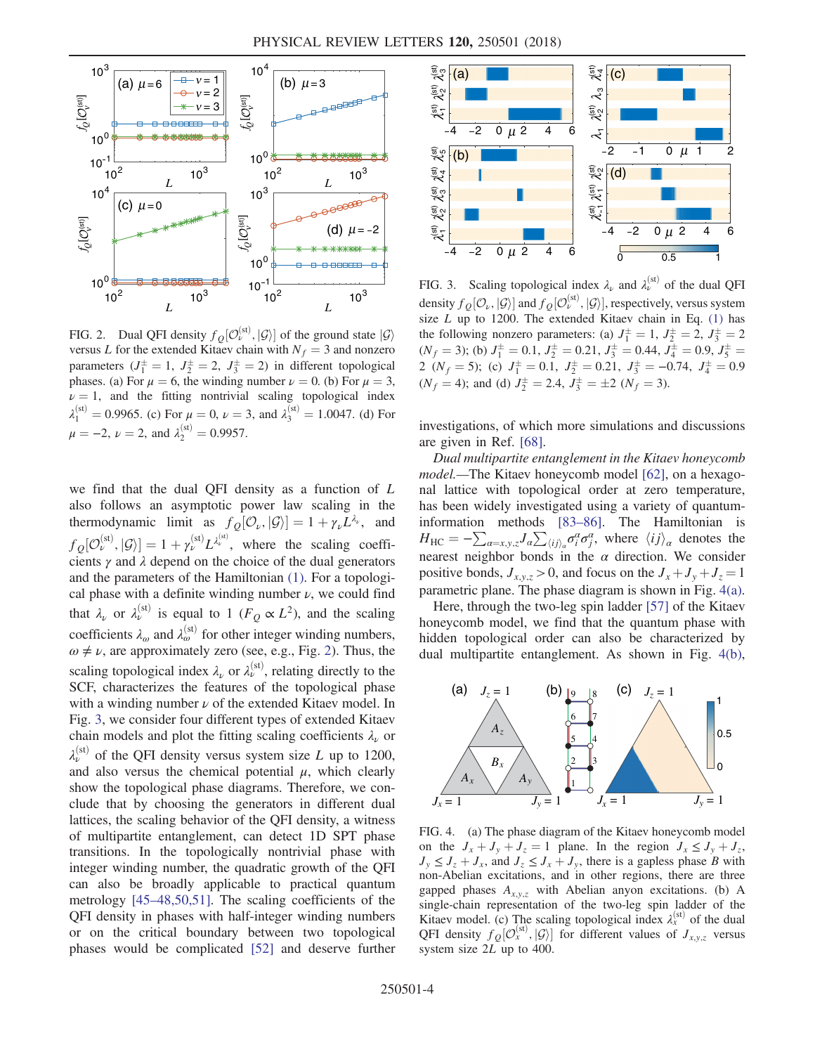FIG. 2. Dual QFI density $f_Q[\mathcal{O}_\nu^{(\mathrm{st})}, |\mathcal{G}\rangle]$ of the ground state $|\mathcal{G}\rangle$ versus $L$ for the extended Kitaev chain with $N_f = 3$ and nonzero parameters ($J_1^\pm = 1$, $J_2^\pm = 2$, $J_3^\pm = 2$) in different topological phases. (a) For $\mu = 6$, the winding number $\nu = 0$. (b) For $\mu = 3$, $\nu = 1$, and the fitting nontrivial scaling topological index $\lambda_1^{(\mathrm{st})} = 0.9965$. (c) For $\mu = 0$, $\nu = 3$, and $\lambda_3^{(\mathrm{st})} = 1.0047$. (d) For $\mu = -2$, $\nu = 2$, and $\lambda_2^{(\mathrm{st})} = 0.9957$.

we find that the dual QFI density as a function of $L$ also follows an asymptotic power law scaling in the thermodynamic limit as $f_Q[\mathcal{O}_\nu, |\mathcal{G}\rangle] = 1 + \gamma_\nu L^{\lambda_\nu}$, and $f_Q[\mathcal{O}_\nu^{(\mathrm{st})}, |\mathcal{G}\rangle] = 1 + \gamma_\nu^{(\mathrm{st})} L^{\lambda_\nu^{(\mathrm{st})}}$, where the scaling coefficients $\gamma$ and $\lambda$ depend on the choice of the dual generators and the parameters of the Hamiltonian (1). For a topological phase with a definite winding number $\nu$, we could find that $\lambda_\nu$ or $\lambda_\nu^{(\mathrm{st})}$ is equal to 1 ($F_Q \propto L^2$), and the scaling coefficients $\lambda_\omega$ and $\lambda_\omega^{(\mathrm{st})}$ for other integer winding numbers, $\omega \neq \nu$, are approximately zero (see, e.g., Fig. 2). Thus, the scaling topological index $\lambda_\nu$ or $\lambda_\nu^{(\mathrm{st})}$, relating directly to the SCF, characterizes the features of the topological phase with a winding number $\nu$ of the extended Kitaev model. In Fig. 3, we consider four different types of extended Kitaev chain models and plot the fitting scaling coefficients $\lambda_\nu$ or $\lambda_\nu^{(\mathrm{st})}$ of the QFI density versus system size $L$ up to 1200, and also versus the chemical potential $\mu$, which clearly show the topological phase diagrams. Therefore, we conclude that by choosing the generators in different dual lattices, the scaling behavior of the QFI density, a witness of multipartite entanglement, can detect 1D SPT phase transitions. In the topologically nontrivial phase with integer winding number, the quadratic growth of the QFI can also be broadly applicable to practical quantum metrology [45–48,50,51]. The scaling coefficients of the QFI density in phases with half-integer winding numbers or on the critical boundary between two topological phases would be complicated [52] and deserve further investigations, of which more simulations and discussions are given in Ref. [68].

FIG. 3. Scaling topological index $\lambda_\nu$ and $\lambda_\nu^{(\mathrm{st})}$ of the dual QFI density $f_Q[\mathcal{O}_\nu, |\mathcal{G}\rangle]$ and $f_Q[\mathcal{O}_\nu^{(\mathrm{st})}, |\mathcal{G}\rangle]$, respectively, versus system size $L$ up to 1200. The extended Kitaev chain in Eq. (1) has the following nonzero parameters: (a) $J_1^\pm = 1$, $J_2^\pm = 2$, $J_3^\pm = 2$ ($N_f = 3$); (b) $J_1^\pm = 0.1$, $J_2^\pm = 0.21$, $J_3^\pm = 0.44$, $J_4^\pm = 0.9$, $J_5^\pm = 2$ ($N_f = 5$); (c) $J_1^\pm = 0.1$, $J_2^\pm = 0.21$, $J_3^\pm = -0.74$, $J_4^\pm = 0.9$ ($N_f = 4$); and (d) $J_2^\pm = 2.4$, $J_3^\pm = \pm 2$ ($N_f = 3$).

*Dual multipartite entanglement in the Kitaev honeycomb model.*—The Kitaev honeycomb model [62], on a hexagonal lattice with topological order at zero temperature, has been widely investigated using a variety of quantum-information methods [83–86]. The Hamiltonian is $H_{\mathrm{HC}} = -\sum_{\alpha=x,y,z} J_\alpha \sum_{\langle ij\rangle_\alpha} \sigma_i^\alpha \sigma_j^\alpha$, where $\langle ij\rangle_\alpha$ denotes the nearest neighbor bonds in the $\alpha$ direction. We consider positive bonds, $J_{x,y,z} > 0$, and focus on the $J_x + J_y + J_z = 1$ parametric plane. The phase diagram is shown in Fig. 4(a).

Here, through the two-leg spin ladder [57] of the Kitaev honeycomb model, we find that the quantum phase with hidden topological order can also be characterized by dual multipartite entanglement. As shown in Fig. 4(b),

FIG. 4. (a) The phase diagram of the Kitaev honeycomb model on the $J_x + J_y + J_z = 1$ plane. In the region $J_x \leq J_y + J_z$, $J_y \leq J_z + J_x$, and $J_z \leq J_x + J_y$, there is a gapless phase $B$ with non-Abelian excitations, and in other regions, there are three gapped phases $A_{x,y,z}$ with Abelian anyon excitations. (b) A single-chain representation of the two-leg spin ladder of the Kitaev model. (c) The scaling topological index $\lambda_x^{(\mathrm{st})}$ of the dual QFI density $f_Q[\mathcal{O}_x^{(\mathrm{st})}, |\mathcal{G}\rangle]$ for different values of $J_{x,y,z}$ versus system size $2L$ up to 400.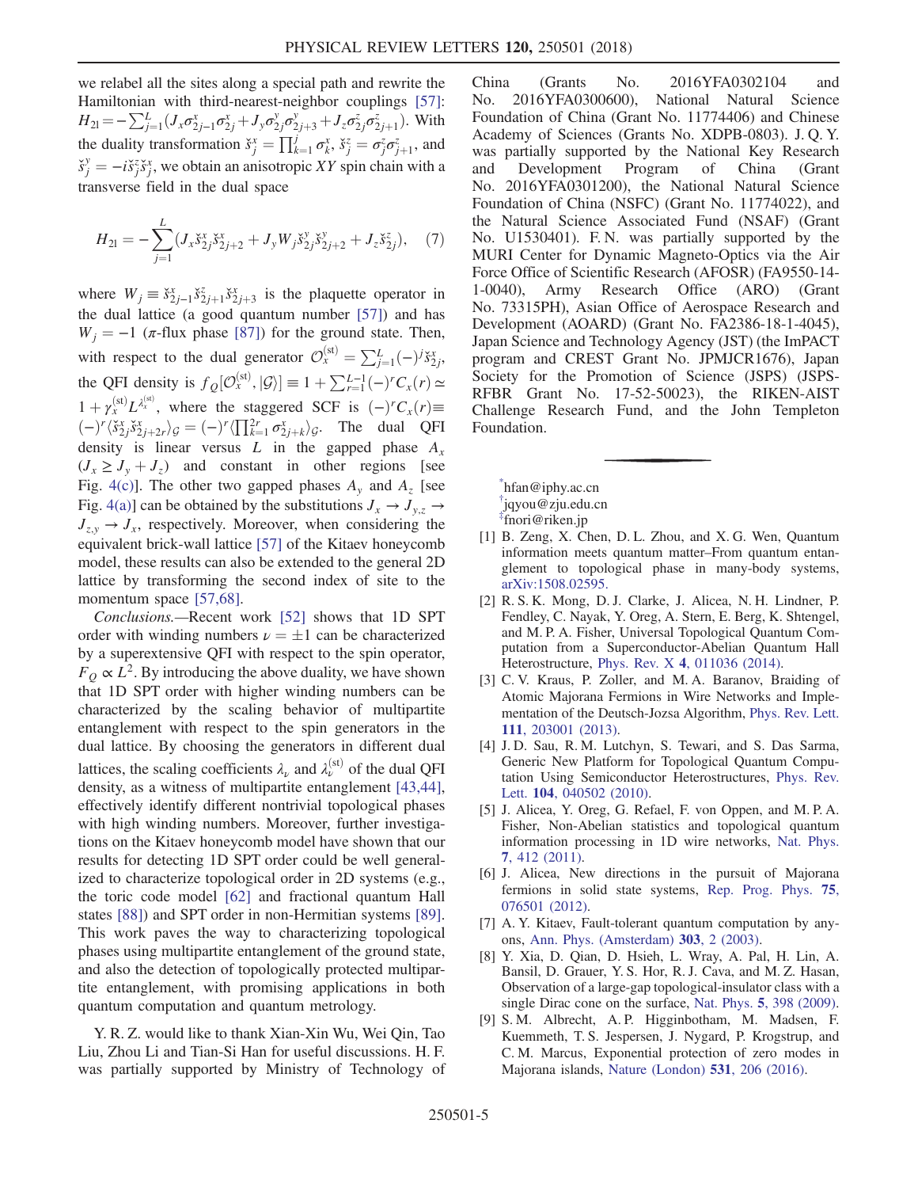we relabel all the sites along a special path and rewrite the Hamiltonian with third-nearest-neighbor couplings [57]: $H_{21} = -\sum_{j=1}^{L}(J_x\sigma_{2j-1}^x\sigma_{2j}^x + J_y\sigma_{2j}^y\sigma_{2j+3}^y + J_z\sigma_{2j}^z\sigma_{2j+1}^z)$. With the duality transformation $\check{s}_j^x = \prod_{k=1}^{j}\sigma_k^x$, $\check{s}_j^z = \sigma_j^z\sigma_{j+1}^z$, and $\check{s}_j^y = -i\check{s}_j^z\check{s}_j^x$, we obtain an anisotropic $XY$ spin chain with a transverse field in the dual space

$$H_{21} = -\sum_{j=1}^{L}(J_x\check{s}_{2j}^x\check{s}_{2j+2}^x + J_y W_j \check{s}_{2j}^y\check{s}_{2j+2}^y + J_z\check{s}_{2j}^z), \quad (7)$$

where $W_j \equiv \check{s}_{2j-1}^x\check{s}_{2j+1}^z\check{s}_{2j+3}^x$ is the plaquette operator in the dual lattice (a good quantum number [57]) and has $W_j = -1$ ($\pi$-flux phase [87]) for the ground state. Then, with respect to the dual generator $\mathcal{O}_x^{(\mathrm{st})} = \sum_{j=1}^{L}(-)^j\check{s}_{2j}^x$, the QFI density is $f_Q[\mathcal{O}_x^{(\mathrm{st})}, |\mathcal{G}\rangle] \equiv 1 + \sum_{r=1}^{L-1}(-)^r C_x(r) \simeq 1 + \gamma_x^{(\mathrm{st})}L^{\lambda_x^{(\mathrm{st})}}$, where the staggered SCF is $(-)^r C_x(r) \equiv (-)^r\langle\check{s}_{2j}^x\check{s}_{2j+2r}^x\rangle_{\mathcal{G}} = (-)^r\langle\prod_{k=1}^{2r}\sigma_{2j+k}^x\rangle_{\mathcal{G}}$. The dual QFI density is linear versus $L$ in the gapped phase $A_x$ ($J_x \geq J_y + J_z$) and constant in other regions [see Fig. 4(c)]. The other two gapped phases $A_y$ and $A_z$ [see Fig. 4(a)] can be obtained by the substitutions $J_x \to J_{y,z} \to J_{z,y} \to J_x$, respectively. Moreover, when considering the equivalent brick-wall lattice [57] of the Kitaev honeycomb model, these results can also be extended to the general 2D lattice by transforming the second index of site to the momentum space [57,68].

*Conclusions.*—Recent work [52] shows that 1D SPT order with winding numbers $\nu = \pm 1$ can be characterized by a superextensive QFI with respect to the spin operator, $F_Q \propto L^2$. By introducing the above duality, we have shown that 1D SPT order with higher winding numbers can be characterized by the scaling behavior of multipartite entanglement with respect to the spin generators in the dual lattice. By choosing the generators in different dual lattices, the scaling coefficients $\lambda_\nu$ and $\lambda_\nu^{(\mathrm{st})}$ of the dual QFI density, as a witness of multipartite entanglement [43,44], effectively identify different nontrivial topological phases with high winding numbers. Moreover, further investigations on the Kitaev honeycomb model have shown that our results for detecting 1D SPT order could be well generalized to characterize topological order in 2D systems (e.g., the toric code model [62] and fractional quantum Hall states [88]) and SPT order in non-Hermitian systems [89]. This work paves the way to characterizing topological phases using multipartite entanglement of the ground state, and also the detection of topologically protected multipartite entanglement, with promising applications in both quantum computation and quantum metrology.

Y. R. Z. would like to thank Xian-Xin Wu, Wei Qin, Tao Liu, Zhou Li and Tian-Si Han for useful discussions. H. F. was partially supported by Ministry of Technology of China (Grants No. 2016YFA0302104 and No. 2016YFA0300600), National Natural Science Foundation of China (Grant No. 11774406) and Chinese Academy of Sciences (Grants No. XDPB-0803). J. Q. Y. was partially supported by the National Key Research and Development Program of China (Grant No. 2016YFA0301200), the National Natural Science Foundation of China (NSFC) (Grant No. 11774022), and the Natural Science Associated Fund (NSAF) (Grant No. U1530401). F. N. was partially supported by the MURI Center for Dynamic Magneto-Optics via the Air Force Office of Scientific Research (AFOSR) (FA9550-14-1-0040), Army Research Office (ARO) (Grant No. 73315PH), Asian Office of Aerospace Research and Development (AOARD) (Grant No. FA2386-18-1-4045), Japan Science and Technology Agency (JST) (the ImPACT program and CREST Grant No. JPMJCR1676), Japan Society for the Promotion of Science (JSPS) (JSPS-RFBR Grant No. 17-52-50023), the RIKEN-AIST Challenge Research Fund, and the John Templeton Foundation.

*hfan@iphy.ac.cn
†jqyou@zju.edu.cn
‡fnori@riken.jp

[1] B. Zeng, X. Chen, D. L. Zhou, and X. G. Wen, Quantum information meets quantum matter–From quantum entanglement to topological phase in many-body systems, arXiv:1508.02595.

[2] R. S. K. Mong, D. J. Clarke, J. Alicea, N. H. Lindner, P. Fendley, C. Nayak, Y. Oreg, A. Stern, E. Berg, K. Shtengel, and M. P. A. Fisher, Universal Topological Quantum Computation from a Superconductor-Abelian Quantum Hall Heterostructure, Phys. Rev. X **4**, 011036 (2014).

[3] C. V. Kraus, P. Zoller, and M. A. Baranov, Braiding of Atomic Majorana Fermions in Wire Networks and Implementation of the Deutsch-Jozsa Algorithm, Phys. Rev. Lett. **111**, 203001 (2013).

[4] J. D. Sau, R. M. Lutchyn, S. Tewari, and S. Das Sarma, Generic New Platform for Topological Quantum Computation Using Semiconductor Heterostructures, Phys. Rev. Lett. **104**, 040502 (2010).

[5] J. Alicea, Y. Oreg, G. Refael, F. von Oppen, and M. P. A. Fisher, Non-Abelian statistics and topological quantum information processing in 1D wire networks, Nat. Phys. **7**, 412 (2011).

[6] J. Alicea, New directions in the pursuit of Majorana fermions in solid state systems, Rep. Prog. Phys. **75**, 076501 (2012).

[7] A. Y. Kitaev, Fault-tolerant quantum computation by anyons, Ann. Phys. (Amsterdam) **303**, 2 (2003).

[8] Y. Xia, D. Qian, D. Hsieh, L. Wray, A. Pal, H. Lin, A. Bansil, D. Grauer, Y. S. Hor, R. J. Cava, and M. Z. Hasan, Observation of a large-gap topological-insulator class with a single Dirac cone on the surface, Nat. Phys. **5**, 398 (2009).

[9] S. M. Albrecht, A. P. Higginbotham, M. Madsen, F. Kuemmeth, T. S. Jespersen, J. Nygard, P. Krogstrup, and C. M. Marcus, Exponential protection of zero modes in Majorana islands, Nature (London) **531**, 206 (2016).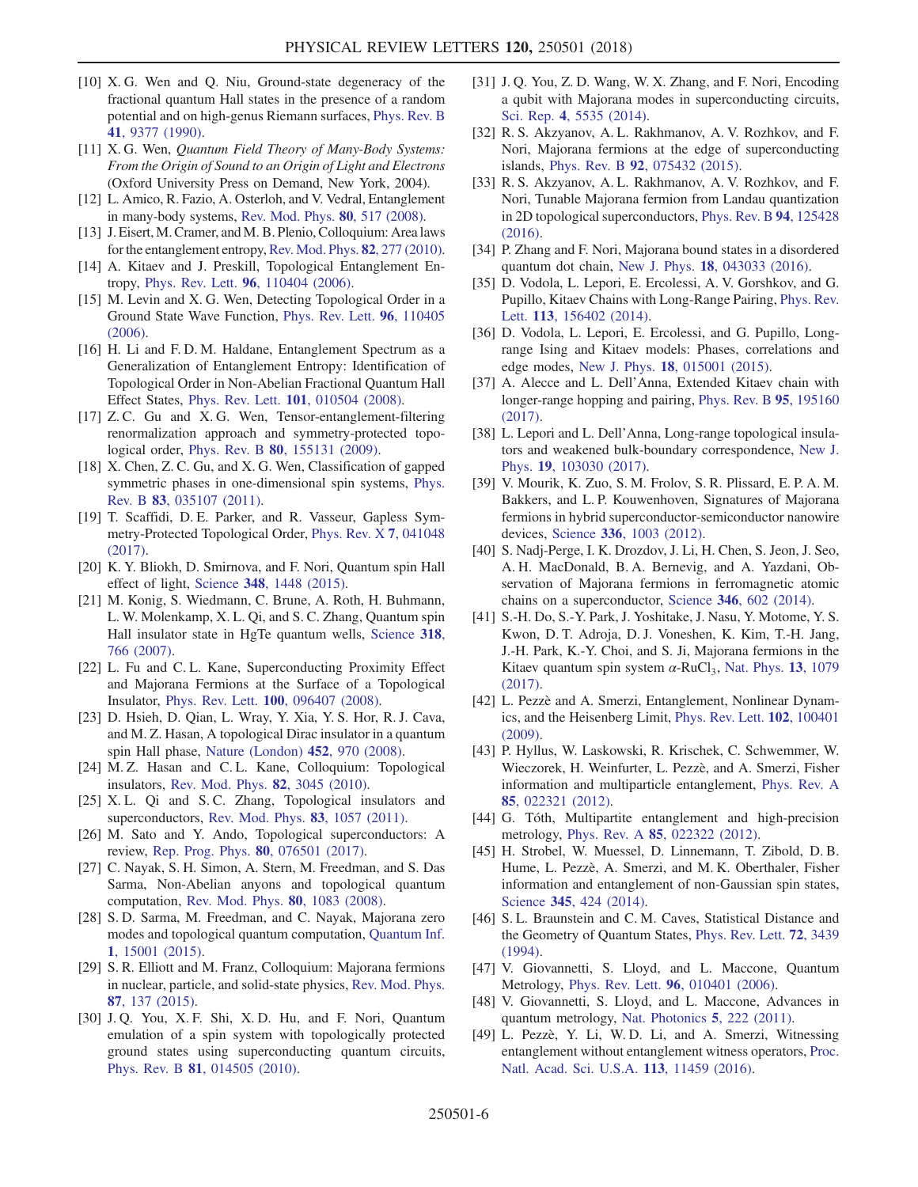[10] X. G. Wen and Q. Niu, Ground-state degeneracy of the fractional quantum Hall states in the presence of a random potential and on high-genus Riemann surfaces, Phys. Rev. B **41**, 9377 (1990).

[11] X. G. Wen, *Quantum Field Theory of Many-Body Systems: From the Origin of Sound to an Origin of Light and Electrons* (Oxford University Press on Demand, New York, 2004).

[12] L. Amico, R. Fazio, A. Osterloh, and V. Vedral, Entanglement in many-body systems, Rev. Mod. Phys. **80**, 517 (2008).

[13] J. Eisert, M. Cramer, and M. B. Plenio, Colloquium: Area laws for the entanglement entropy, Rev. Mod. Phys. **82**, 277 (2010).

[14] A. Kitaev and J. Preskill, Topological Entanglement Entropy, Phys. Rev. Lett. **96**, 110404 (2006).

[15] M. Levin and X. G. Wen, Detecting Topological Order in a Ground State Wave Function, Phys. Rev. Lett. **96**, 110405 (2006).

[16] H. Li and F. D. M. Haldane, Entanglement Spectrum as a Generalization of Entanglement Entropy: Identification of Topological Order in Non-Abelian Fractional Quantum Hall Effect States, Phys. Rev. Lett. **101**, 010504 (2008).

[17] Z. C. Gu and X. G. Wen, Tensor-entanglement-filtering renormalization approach and symmetry-protected topological order, Phys. Rev. B **80**, 155131 (2009).

[18] X. Chen, Z. C. Gu, and X. G. Wen, Classification of gapped symmetric phases in one-dimensional spin systems, Phys. Rev. B **83**, 035107 (2011).

[19] T. Scaffidi, D. E. Parker, and R. Vasseur, Gapless Symmetry-Protected Topological Order, Phys. Rev. X **7**, 041048 (2017).

[20] K. Y. Bliokh, D. Smirnova, and F. Nori, Quantum spin Hall effect of light, Science **348**, 1448 (2015).

[21] M. Konig, S. Wiedmann, C. Brune, A. Roth, H. Buhmann, L. W. Molenkamp, X. L. Qi, and S. C. Zhang, Quantum spin Hall insulator state in HgTe quantum wells, Science **318**, 766 (2007).

[22] L. Fu and C. L. Kane, Superconducting Proximity Effect and Majorana Fermions at the Surface of a Topological Insulator, Phys. Rev. Lett. **100**, 096407 (2008).

[23] D. Hsieh, D. Qian, L. Wray, Y. Xia, Y. S. Hor, R. J. Cava, and M. Z. Hasan, A topological Dirac insulator in a quantum spin Hall phase, Nature (London) **452**, 970 (2008).

[24] M. Z. Hasan and C. L. Kane, Colloquium: Topological insulators, Rev. Mod. Phys. **82**, 3045 (2010).

[25] X. L. Qi and S. C. Zhang, Topological insulators and superconductors, Rev. Mod. Phys. **83**, 1057 (2011).

[26] M. Sato and Y. Ando, Topological superconductors: A review, Rep. Prog. Phys. **80**, 076501 (2017).

[27] C. Nayak, S. H. Simon, A. Stern, M. Freedman, and S. Das Sarma, Non-Abelian anyons and topological quantum computation, Rev. Mod. Phys. **80**, 1083 (2008).

[28] S. D. Sarma, M. Freedman, and C. Nayak, Majorana zero modes and topological quantum computation, Quantum Inf. **1**, 15001 (2015).

[29] S. R. Elliott and M. Franz, Colloquium: Majorana fermions in nuclear, particle, and solid-state physics, Rev. Mod. Phys. **87**, 137 (2015).

[30] J. Q. You, X. F. Shi, X. D. Hu, and F. Nori, Quantum emulation of a spin system with topologically protected ground states using superconducting quantum circuits, Phys. Rev. B **81**, 014505 (2010).

[31] J. Q. You, Z. D. Wang, W. X. Zhang, and F. Nori, Encoding a qubit with Majorana modes in superconducting circuits, Sci. Rep. **4**, 5535 (2014).

[32] R. S. Akzyanov, A. L. Rakhmanov, A. V. Rozhkov, and F. Nori, Majorana fermions at the edge of superconducting islands, Phys. Rev. B **92**, 075432 (2015).

[33] R. S. Akzyanov, A. L. Rakhmanov, A. V. Rozhkov, and F. Nori, Tunable Majorana fermion from Landau quantization in 2D topological superconductors, Phys. Rev. B **94**, 125428 (2016).

[34] P. Zhang and F. Nori, Majorana bound states in a disordered quantum dot chain, New J. Phys. **18**, 043033 (2016).

[35] D. Vodola, L. Lepori, E. Ercolessi, A. V. Gorshkov, and G. Pupillo, Kitaev Chains with Long-Range Pairing, Phys. Rev. Lett. **113**, 156402 (2014).

[36] D. Vodola, L. Lepori, E. Ercolessi, and G. Pupillo, Long-range Ising and Kitaev models: Phases, correlations and edge modes, New J. Phys. **18**, 015001 (2015).

[37] A. Alecce and L. Dell'Anna, Extended Kitaev chain with longer-range hopping and pairing, Phys. Rev. B **95**, 195160 (2017).

[38] L. Lepori and L. Dell'Anna, Long-range topological insulators and weakened bulk-boundary correspondence, New J. Phys. **19**, 103030 (2017).

[39] V. Mourik, K. Zuo, S. M. Frolov, S. R. Plissard, E. P. A. M. Bakkers, and L. P. Kouwenhoven, Signatures of Majorana fermions in hybrid superconductor-semiconductor nanowire devices, Science **336**, 1003 (2012).

[40] S. Nadj-Perge, I. K. Drozdov, J. Li, H. Chen, S. Jeon, J. Seo, A. H. MacDonald, B. A. Bernevig, and A. Yazdani, Observation of Majorana fermions in ferromagnetic atomic chains on a superconductor, Science **346**, 602 (2014).

[41] S.-H. Do, S.-Y. Park, J. Yoshitake, J. Nasu, Y. Motome, Y. S. Kwon, D. T. Adroja, D. J. Voneshen, K. Kim, T.-H. Jang, J.-H. Park, K.-Y. Choi, and S. Ji, Majorana fermions in the Kitaev quantum spin system $\alpha$-$RuCl_3$, Nat. Phys. **13**, 1079 (2017).

[42] L. Pezzè and A. Smerzi, Entanglement, Nonlinear Dynamics, and the Heisenberg Limit, Phys. Rev. Lett. **102**, 100401 (2009).

[43] P. Hyllus, W. Laskowski, R. Krischek, C. Schwemmer, W. Wieczorek, H. Weinfurter, L. Pezzè, and A. Smerzi, Fisher information and multiparticle entanglement, Phys. Rev. A **85**, 022321 (2012).

[44] G. Tóth, Multipartite entanglement and high-precision metrology, Phys. Rev. A **85**, 022322 (2012).

[45] H. Strobel, W. Muessel, D. Linnemann, T. Zibold, D. B. Hume, L. Pezzè, A. Smerzi, and M. K. Oberthaler, Fisher information and entanglement of non-Gaussian spin states, Science **345**, 424 (2014).

[46] S. L. Braunstein and C. M. Caves, Statistical Distance and the Geometry of Quantum States, Phys. Rev. Lett. **72**, 3439 (1994).

[47] V. Giovannetti, S. Lloyd, and L. Maccone, Quantum Metrology, Phys. Rev. Lett. **96**, 010401 (2006).

[48] V. Giovannetti, S. Lloyd, and L. Maccone, Advances in quantum metrology, Nat. Photonics **5**, 222 (2011).

[49] L. Pezzè, Y. Li, W. D. Li, and A. Smerzi, Witnessing entanglement without entanglement witness operators, Proc. Natl. Acad. Sci. U.S.A. **113**, 11459 (2016).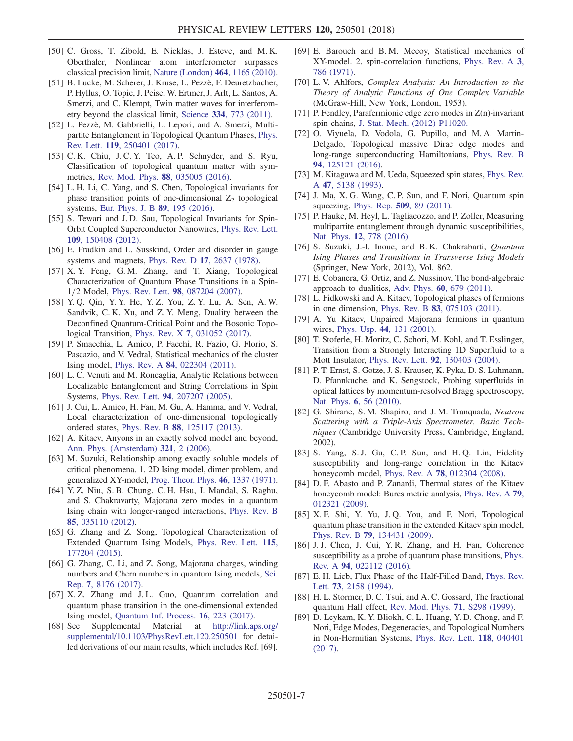[50] C. Gross, T. Zibold, E. Nicklas, J. Esteve, and M. K. Oberthaler, Nonlinear atom interferometer surpasses classical precision limit, Nature (London) **464**, 1165 (2010).

[51] B. Lucke, M. Scherer, J. Kruse, L. Pezzè, F. Deuretzbacher, P. Hyllus, O. Topic, J. Peise, W. Ertmer, J. Arlt, L. Santos, A. Smerzi, and C. Klempt, Twin matter waves for interferometry beyond the classical limit, Science **334**, 773 (2011).

[52] L. Pezzè, M. Gabbrielli, L. Lepori, and A. Smerzi, Multipartite Entanglement in Topological Quantum Phases, Phys. Rev. Lett. **119**, 250401 (2017).

[53] C. K. Chiu, J. C. Y. Teo, A. P. Schnyder, and S. Ryu, Classification of topological quantum matter with symmetries, Rev. Mod. Phys. **88**, 035005 (2016).

[54] L. H. Li, C. Yang, and S. Chen, Topological invariants for phase transition points of one-dimensional $Z_2$ topological systems, Eur. Phys. J. B **89**, 195 (2016).

[55] S. Tewari and J. D. Sau, Topological Invariants for Spin-Orbit Coupled Superconductor Nanowires, Phys. Rev. Lett. **109**, 150408 (2012).

[56] E. Fradkin and L. Susskind, Order and disorder in gauge systems and magnets, Phys. Rev. D **17**, 2637 (1978).

[57] X. Y. Feng, G. M. Zhang, and T. Xiang, Topological Characterization of Quantum Phase Transitions in a Spin-1/2 Model, Phys. Rev. Lett. **98**, 087204 (2007).

[58] Y. Q. Qin, Y. Y. He, Y. Z. You, Z. Y. Lu, A. Sen, A. W. Sandvik, C. K. Xu, and Z. Y. Meng, Duality between the Deconfined Quantum-Critical Point and the Bosonic Topological Transition, Phys. Rev. X **7**, 031052 (2017).

[59] P. Smacchia, L. Amico, P. Facchi, R. Fazio, G. Florio, S. Pascazio, and V. Vedral, Statistical mechanics of the cluster Ising model, Phys. Rev. A **84**, 022304 (2011).

[60] L. C. Venuti and M. Roncaglia, Analytic Relations between Localizable Entanglement and String Correlations in Spin Systems, Phys. Rev. Lett. **94**, 207207 (2005).

[61] J. Cui, L. Amico, H. Fan, M. Gu, A. Hamma, and V. Vedral, Local characterization of one-dimensional topologically ordered states, Phys. Rev. B **88**, 125117 (2013).

[62] A. Kitaev, Anyons in an exactly solved model and beyond, Ann. Phys. (Amsterdam) **321**, 2 (2006).

[63] M. Suzuki, Relationship among exactly soluble models of critical phenomena. 1. 2D Ising model, dimer problem, and generalized XY-model, Prog. Theor. Phys. **46**, 1337 (1971).

[64] Y. Z. Niu, S. B. Chung, C. H. Hsu, I. Mandal, S. Raghu, and S. Chakravarty, Majorana zero modes in a quantum Ising chain with longer-ranged interactions, Phys. Rev. B **85**, 035110 (2012).

[65] G. Zhang and Z. Song, Topological Characterization of Extended Quantum Ising Models, Phys. Rev. Lett. **115**, 177204 (2015).

[66] G. Zhang, C. Li, and Z. Song, Majorana charges, winding numbers and Chern numbers in quantum Ising models, Sci. Rep. **7**, 8176 (2017).

[67] X. Z. Zhang and J. L. Guo, Quantum correlation and quantum phase transition in the one-dimensional extended Ising model, Quantum Inf. Process. **16**, 223 (2017).

[68] See Supplemental Material at http://link.aps.org/supplemental/10.1103/PhysRevLett.120.250501 for detailed derivations of our main results, which includes Ref. [69].

[69] E. Barouch and B. M. Mccoy, Statistical mechanics of XY-model. 2. spin-correlation functions, Phys. Rev. A **3**, 786 (1971).

[70] L. V. Ahlfors, *Complex Analysis: An Introduction to the Theory of Analytic Functions of One Complex Variable* (McGraw-Hill, New York, London, 1953).

[71] P. Fendley, Parafermionic edge zero modes in Z(n)-invariant spin chains, J. Stat. Mech. (2012) P11020.

[72] O. Viyuela, D. Vodola, G. Pupillo, and M. A. Martin-Delgado, Topological massive Dirac edge modes and long-range superconducting Hamiltonians, Phys. Rev. B **94**, 125121 (2016).

[73] M. Kitagawa and M. Ueda, Squeezed spin states, Phys. Rev. A **47**, 5138 (1993).

[74] J. Ma, X. G. Wang, C. P. Sun, and F. Nori, Quantum spin squeezing, Phys. Rep. **509**, 89 (2011).

[75] P. Hauke, M. Heyl, L. Tagliacozzo, and P. Zoller, Measuring multipartite entanglement through dynamic susceptibilities, Nat. Phys. **12**, 778 (2016).

[76] S. Suzuki, J.-I. Inoue, and B. K. Chakrabarti, *Quantum Ising Phases and Transitions in Transverse Ising Models* (Springer, New York, 2012), Vol. 862.

[77] E. Cobanera, G. Ortiz, and Z. Nussinov, The bond-algebraic approach to dualities, Adv. Phys. **60**, 679 (2011).

[78] L. Fidkowski and A. Kitaev, Topological phases of fermions in one dimension, Phys. Rev. B **83**, 075103 (2011).

[79] A. Yu Kitaev, Unpaired Majorana fermions in quantum wires, Phys. Usp. **44**, 131 (2001).

[80] T. Stoferle, H. Moritz, C. Schori, M. Kohl, and T. Esslinger, Transition from a Strongly Interacting 1D Superfluid to a Mott Insulator, Phys. Rev. Lett. **92**, 130403 (2004).

[81] P. T. Ernst, S. Gotze, J. S. Krauser, K. Pyka, D. S. Luhmann, D. Pfannkuche, and K. Sengstock, Probing superfluids in optical lattices by momentum-resolved Bragg spectroscopy, Nat. Phys. **6**, 56 (2010).

[82] G. Shirane, S. M. Shapiro, and J. M. Tranquada, *Neutron Scattering with a Triple-Axis Spectrometer, Basic Techniques* (Cambridge University Press, Cambridge, England, 2002).

[83] S. Yang, S. J. Gu, C. P. Sun, and H. Q. Lin, Fidelity susceptibility and long-range correlation in the Kitaev honeycomb model, Phys. Rev. A **78**, 012304 (2008).

[84] D. F. Abasto and P. Zanardi, Thermal states of the Kitaev honeycomb model: Bures metric analysis, Phys. Rev. A **79**, 012321 (2009).

[85] X. F. Shi, Y. Yu, J. Q. You, and F. Nori, Topological quantum phase transition in the extended Kitaev spin model, Phys. Rev. B **79**, 134431 (2009).

[86] J. J. Chen, J. Cui, Y. R. Zhang, and H. Fan, Coherence susceptibility as a probe of quantum phase transitions, Phys. Rev. A **94**, 022112 (2016).

[87] E. H. Lieb, Flux Phase of the Half-Filled Band, Phys. Rev. Lett. **73**, 2158 (1994).

[88] H. L. Stormer, D. C. Tsui, and A. C. Gossard, The fractional quantum Hall effect, Rev. Mod. Phys. **71**, S298 (1999).

[89] D. Leykam, K. Y. Bliokh, C. L. Huang, Y. D. Chong, and F. Nori, Edge Modes, Degeneracies, and Topological Numbers in Non-Hermitian Systems, Phys. Rev. Lett. **118**, 040401 (2017).